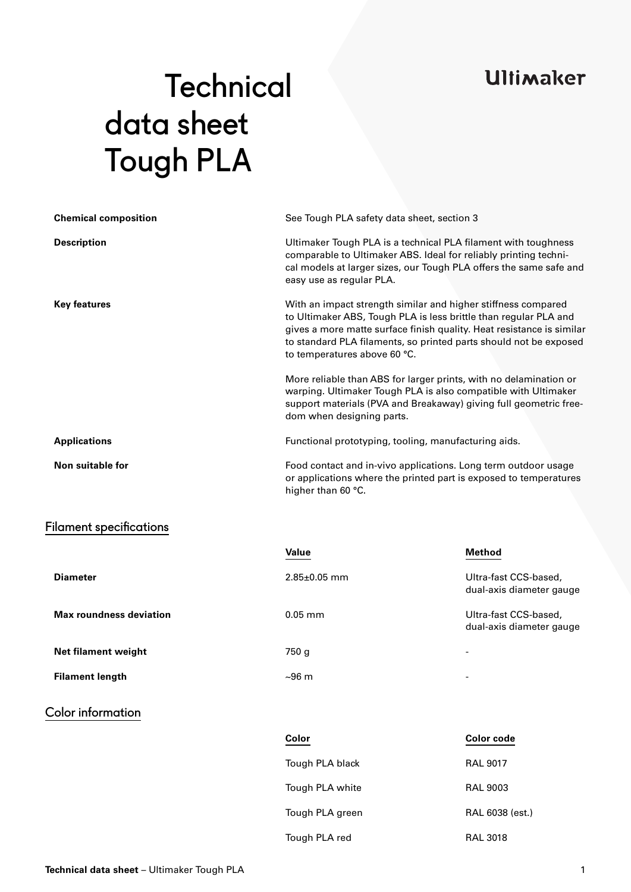Ultimaker

# Technical data sheet Tough PLA

| | |
|---|---|
| **Chemical composition** | See Tough PLA safety data sheet, section 3 |
| **Description** | Ultimaker Tough PLA is a technical PLA filament with toughness comparable to Ultimaker ABS. Ideal for reliably printing technical models at larger sizes, our Tough PLA offers the same safe and easy use as regular PLA. |
| **Key features** | With an impact strength similar and higher stiffness compared to Ultimaker ABS, Tough PLA is less brittle than regular PLA and gives a more matte surface finish quality. Heat resistance is similar to standard PLA filaments, so printed parts should not be exposed to temperatures above 60 °C.<br><br>More reliable than ABS for larger prints, with no delamination or warping. Ultimaker Tough PLA is also compatible with Ultimaker support materials (PVA and Breakaway) giving full geometric freedom when designing parts. |
| **Applications** | Functional prototyping, tooling, manufacturing aids. |
| **Non suitable for** | Food contact and in-vivo applications. Long term outdoor usage or applications where the printed part is exposed to temperatures higher than 60 °C. |

## Filament specifications

| | Value | Method |
|---|---|---|
| **Diameter** | 2.85±0.05 mm | Ultra-fast CCS-based, dual-axis diameter gauge |
| **Max roundness deviation** | 0.05 mm | Ultra-fast CCS-based, dual-axis diameter gauge |
| **Net filament weight** | 750 g | - |
| **Filament length** | ~96 m | - |

## Color information

| Color | Color code |
|---|---|
| Tough PLA black | RAL 9017 |
| Tough PLA white | RAL 9003 |
| Tough PLA green | RAL 6038 (est.) |
| Tough PLA red | RAL 3018 |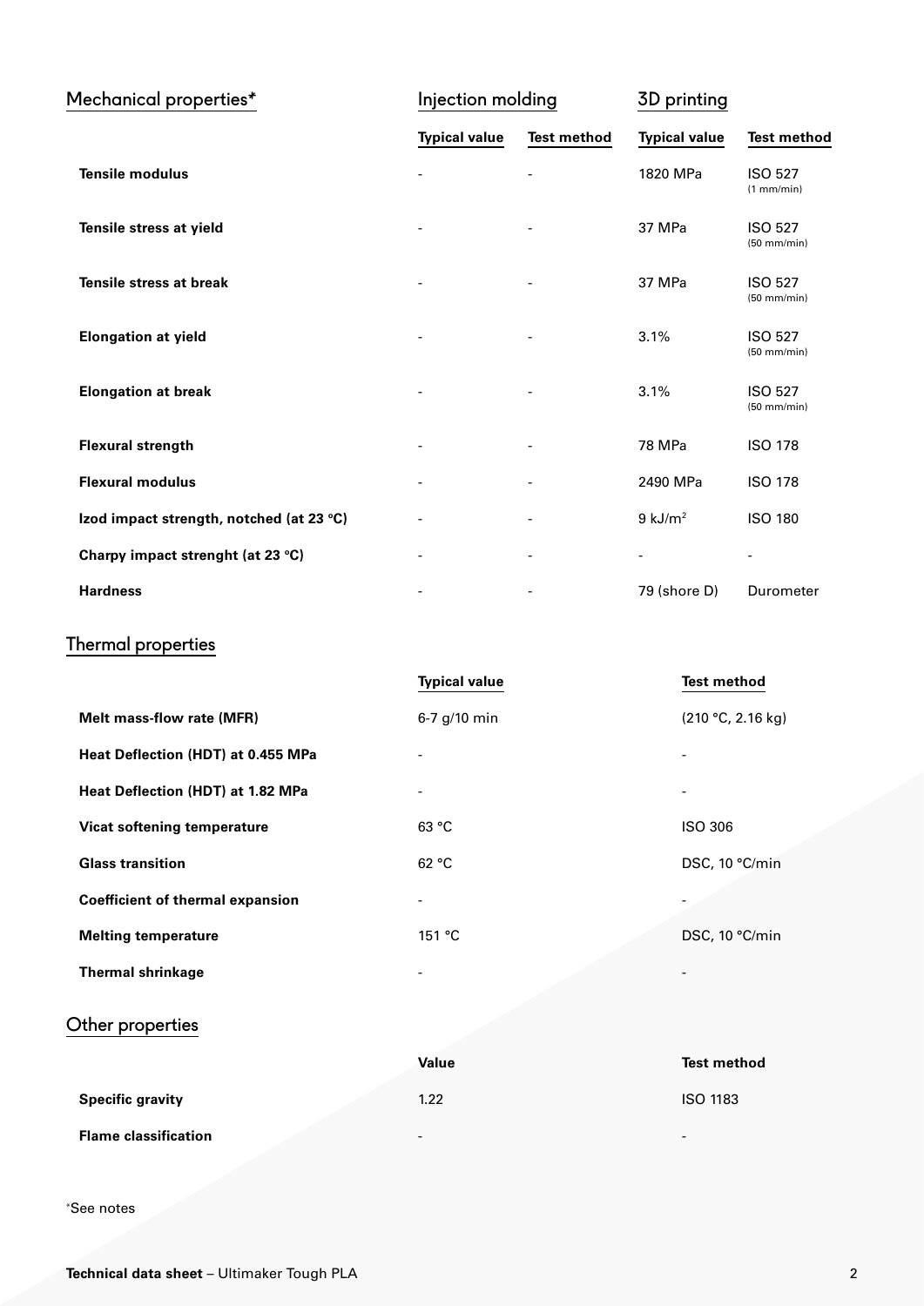## Mechanical properties*

| | Injection molding | | 3D printing | |
|---|---|---|---|---|
| | **Typical value** | **Test method** | **Typical value** | **Test method** |
| **Tensile modulus** | - | - | 1820 MPa | ISO 527 (1 mm/min) |
| **Tensile stress at yield** | - | - | 37 MPa | ISO 527 (50 mm/min) |
| **Tensile stress at break** | - | - | 37 MPa | ISO 527 (50 mm/min) |
| **Elongation at yield** | - | - | 3.1% | ISO 527 (50 mm/min) |
| **Elongation at break** | - | - | 3.1% | ISO 527 (50 mm/min) |
| **Flexural strength** | - | - | 78 MPa | ISO 178 |
| **Flexural modulus** | - | - | 2490 MPa | ISO 178 |
| **Izod impact strength, notched (at 23 °C)** | - | - | 9 $kJ/m^2$ | ISO 180 |
| **Charpy impact strenght (at 23 °C)** | - | - | - | - |
| **Hardness** | - | - | 79 (shore D) | Durometer |

## Thermal properties

| | Typical value | Test method |
|---|---|---|
| **Melt mass-flow rate (MFR)** | 6-7 g/10 min | (210 °C, 2.16 kg) |
| **Heat Deflection (HDT) at 0.455 MPa** | - | - |
| **Heat Deflection (HDT) at 1.82 MPa** | - | - |
| **Vicat softening temperature** | 63 °C | ISO 306 |
| **Glass transition** | 62 °C | DSC, 10 °C/min |
| **Coefficient of thermal expansion** | - | - |
| **Melting temperature** | 151 °C | DSC, 10 °C/min |
| **Thermal shrinkage** | - | - |

## Other properties

| | Value | Test method |
|---|---|---|
| **Specific gravity** | 1.22 | ISO 1183 |
| **Flame classification** | - | - |

*See notes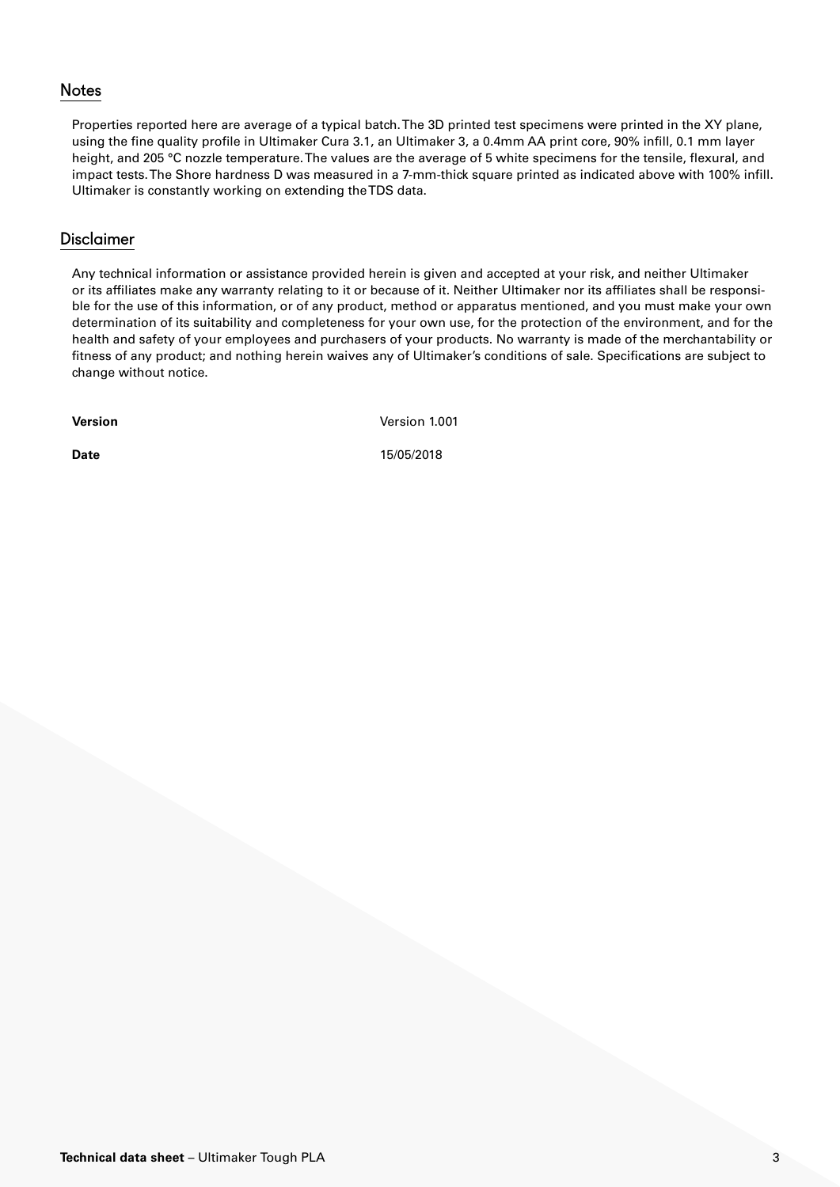## Notes

Properties reported here are average of a typical batch. The 3D printed test specimens were printed in the XY plane, using the fine quality profile in Ultimaker Cura 3.1, an Ultimaker 3, a 0.4mm AA print core, 90% infill, 0.1 mm layer height, and 205 °C nozzle temperature. The values are the average of 5 white specimens for the tensile, flexural, and impact tests. The Shore hardness D was measured in a 7-mm-thick square printed as indicated above with 100% infill. Ultimaker is constantly working on extending the TDS data.

## Disclaimer

Any technical information or assistance provided herein is given and accepted at your risk, and neither Ultimaker or its affiliates make any warranty relating to it or because of it. Neither Ultimaker nor its affiliates shall be responsible for the use of this information, or of any product, method or apparatus mentioned, and you must make your own determination of its suitability and completeness for your own use, for the protection of the environment, and for the health and safety of your employees and purchasers of your products. No warranty is made of the merchantability or fitness of any product; and nothing herein waives any of Ultimaker's conditions of sale. Specifications are subject to change without notice.

| | |
|---|---|
| **Version** | Version 1.001 |
| **Date** | 15/05/2018 |